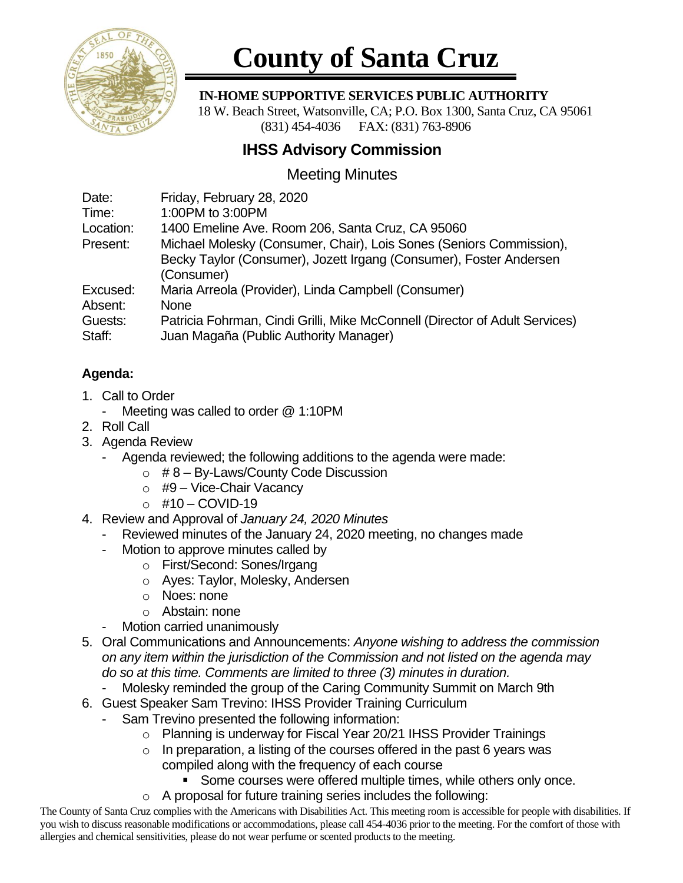# County of Santa Cruz

**IN-HOME SUPPORTIVE SERVICES PUBLIC AUTHORITY**
18 W. Beach Street, Watsonville, CA; P.O. Box 1300, Santa Cruz, CA 95061
(831) 454-4036 FAX: (831) 763-8906

## IHSS Advisory Commission

### Meeting Minutes

Date: Friday, February 28, 2020
Time: 1:00PM to 3:00PM
Location: 1400 Emeline Ave. Room 206, Santa Cruz, CA 95060
Present: Michael Molesky (Consumer, Chair), Lois Sones (Seniors Commission), Becky Taylor (Consumer), Jozett Irgang (Consumer), Foster Andersen (Consumer)
Excused: Maria Arreola (Provider), Linda Campbell (Consumer)
Absent: None
Guests: Patricia Fohrman, Cindi Grilli, Mike McConnell (Director of Adult Services)
Staff: Juan Magaña (Public Authority Manager)

**Agenda:**

1. Call to Order
   - Meeting was called to order @ 1:10PM
2. Roll Call
3. Agenda Review
   - Agenda reviewed; the following additions to the agenda were made:
     - # 8 – By-Laws/County Code Discussion
     - #9 – Vice-Chair Vacancy
     - #10 – COVID-19
4. Review and Approval of *January 24, 2020 Minutes*
   - Reviewed minutes of the January 24, 2020 meeting, no changes made
   - Motion to approve minutes called by
     - First/Second: Sones/Irgang
     - Ayes: Taylor, Molesky, Andersen
     - Noes: none
     - Abstain: none
   - Motion carried unanimously
5. Oral Communications and Announcements: *Anyone wishing to address the commission on any item within the jurisdiction of the Commission and not listed on the agenda may do so at this time. Comments are limited to three (3) minutes in duration.*
   - Molesky reminded the group of the Caring Community Summit on March 9th
6. Guest Speaker Sam Trevino: IHSS Provider Training Curriculum
   - Sam Trevino presented the following information:
     - Planning is underway for Fiscal Year 20/21 IHSS Provider Trainings
     - In preparation, a listing of the courses offered in the past 6 years was compiled along with the frequency of each course
       - Some courses were offered multiple times, while others only once.
     - A proposal for future training series includes the following:

The County of Santa Cruz complies with the Americans with Disabilities Act. This meeting room is accessible for people with disabilities. If you wish to discuss reasonable modifications or accommodations, please call 454-4036 prior to the meeting. For the comfort of those with allergies and chemical sensitivities, please do not wear perfume or scented products to the meeting.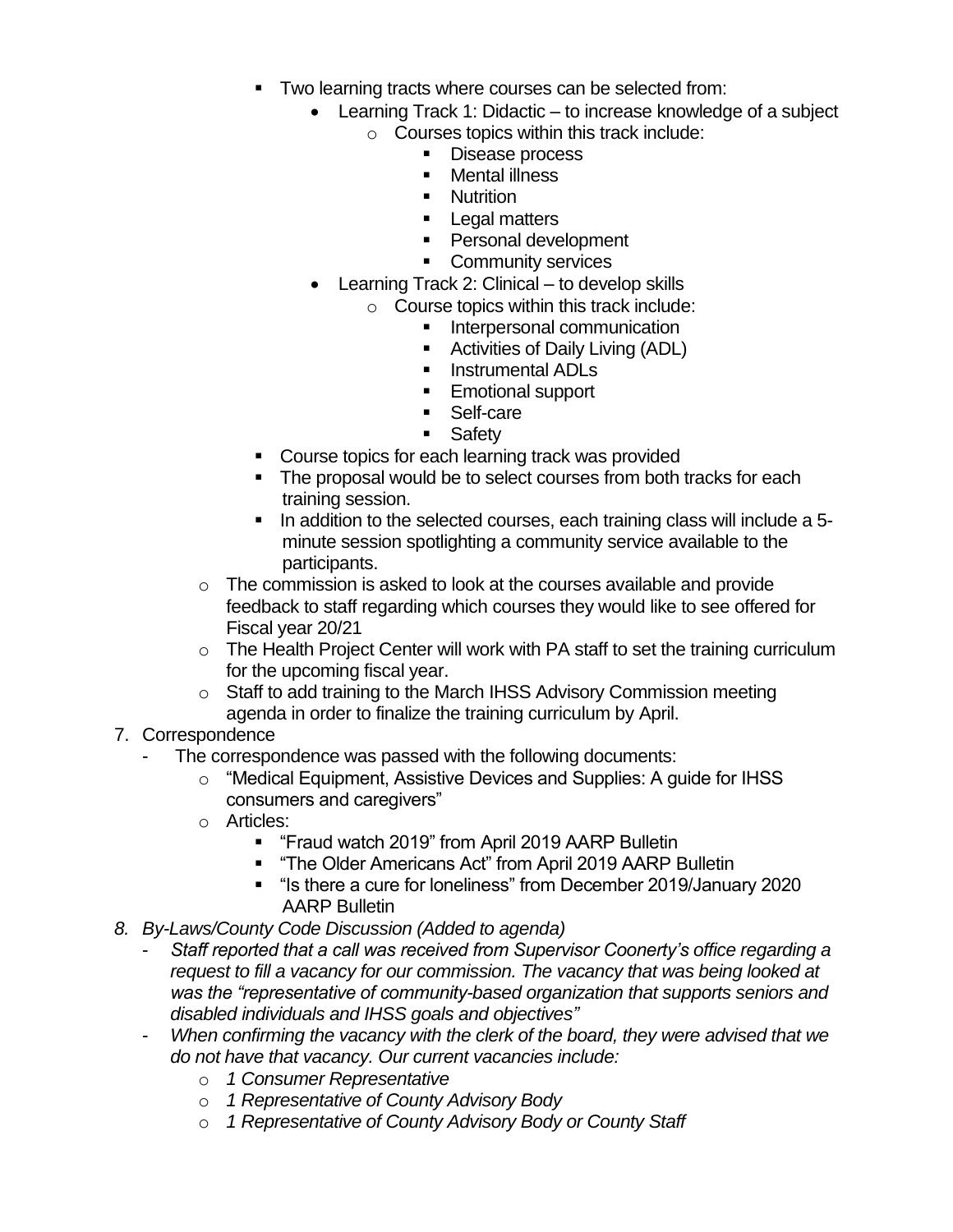- Two learning tracts where courses can be selected from:
  - Learning Track 1: Didactic – to increase knowledge of a subject
    - Courses topics within this track include:
      - Disease process
      - Mental illness
      - Nutrition
      - Legal matters
      - Personal development
      - Community services
  - Learning Track 2: Clinical – to develop skills
    - Course topics within this track include:
      - Interpersonal communication
      - Activities of Daily Living (ADL)
      - Instrumental ADLs
      - Emotional support
      - Self-care
      - Safety
- Course topics for each learning track was provided
- The proposal would be to select courses from both tracks for each training session.
- In addition to the selected courses, each training class will include a 5-minute session spotlighting a community service available to the participants.

  - The commission is asked to look at the courses available and provide feedback to staff regarding which courses they would like to see offered for Fiscal year 20/21
  - The Health Project Center will work with PA staff to set the training curriculum for the upcoming fiscal year.
  - Staff to add training to the March IHSS Advisory Commission meeting agenda in order to finalize the training curriculum by April.

7. Correspondence
   - The correspondence was passed with the following documents:
     - "Medical Equipment, Assistive Devices and Supplies: A guide for IHSS consumers and caregivers"
     - Articles:
       - "Fraud watch 2019" from April 2019 AARP Bulletin
       - "The Older Americans Act" from April 2019 AARP Bulletin
       - "Is there a cure for loneliness" from December 2019/January 2020 AARP Bulletin

8. *By-Laws/County Code Discussion (Added to agenda)*
   - *Staff reported that a call was received from Supervisor Coonerty's office regarding a request to fill a vacancy for our commission. The vacancy that was being looked at was the "representative of community-based organization that supports seniors and disabled individuals and IHSS goals and objectives"*
   - *When confirming the vacancy with the clerk of the board, they were advised that we do not have that vacancy. Our current vacancies include:*
     - *1 Consumer Representative*
     - *1 Representative of County Advisory Body*
     - *1 Representative of County Advisory Body or County Staff*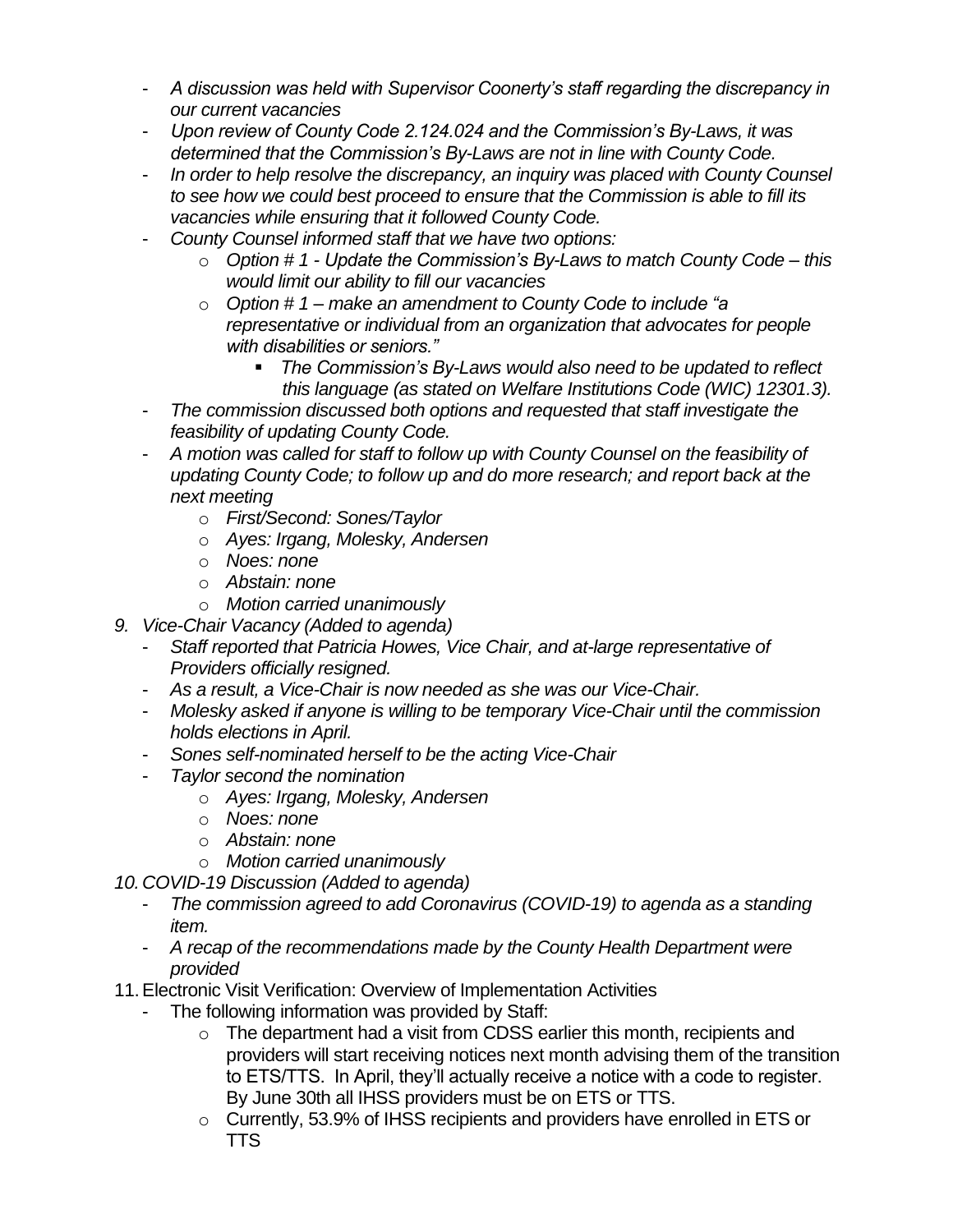- *A discussion was held with Supervisor Coonerty's staff regarding the discrepancy in our current vacancies*
- *Upon review of County Code 2.124.024 and the Commission's By-Laws, it was determined that the Commission's By-Laws are not in line with County Code.*
- *In order to help resolve the discrepancy, an inquiry was placed with County Counsel to see how we could best proceed to ensure that the Commission is able to fill its vacancies while ensuring that it followed County Code.*
- *County Counsel informed staff that we have two options:*
  - *Option # 1 - Update the Commission's By-Laws to match County Code – this would limit our ability to fill our vacancies*
  - *Option # 1 – make an amendment to County Code to include "a representative or individual from an organization that advocates for people with disabilities or seniors."*
    - *The Commission's By-Laws would also need to be updated to reflect this language (as stated on Welfare Institutions Code (WIC) 12301.3).*
- *The commission discussed both options and requested that staff investigate the feasibility of updating County Code.*
- *A motion was called for staff to follow up with County Counsel on the feasibility of updating County Code; to follow up and do more research; and report back at the next meeting*
  - *First/Second: Sones/Taylor*
  - *Ayes: Irgang, Molesky, Andersen*
  - *Noes: none*
  - *Abstain: none*
  - *Motion carried unanimously*

9. *Vice-Chair Vacancy (Added to agenda)*
   - *Staff reported that Patricia Howes, Vice Chair, and at-large representative of Providers officially resigned.*
   - *As a result, a Vice-Chair is now needed as she was our Vice-Chair.*
   - *Molesky asked if anyone is willing to be temporary Vice-Chair until the commission holds elections in April.*
   - *Sones self-nominated herself to be the acting Vice-Chair*
   - *Taylor second the nomination*
     - *Ayes: Irgang, Molesky, Andersen*
     - *Noes: none*
     - *Abstain: none*
     - *Motion carried unanimously*
10. *COVID-19 Discussion (Added to agenda)*
    - *The commission agreed to add Coronavirus (COVID-19) to agenda as a standing item.*
    - *A recap of the recommendations made by the County Health Department were provided*
11. Electronic Visit Verification: Overview of Implementation Activities
    - The following information was provided by Staff:
      - The department had a visit from CDSS earlier this month, recipients and providers will start receiving notices next month advising them of the transition to ETS/TTS. In April, they'll actually receive a notice with a code to register. By June 30th all IHSS providers must be on ETS or TTS.
      - Currently, 53.9% of IHSS recipients and providers have enrolled in ETS or TTS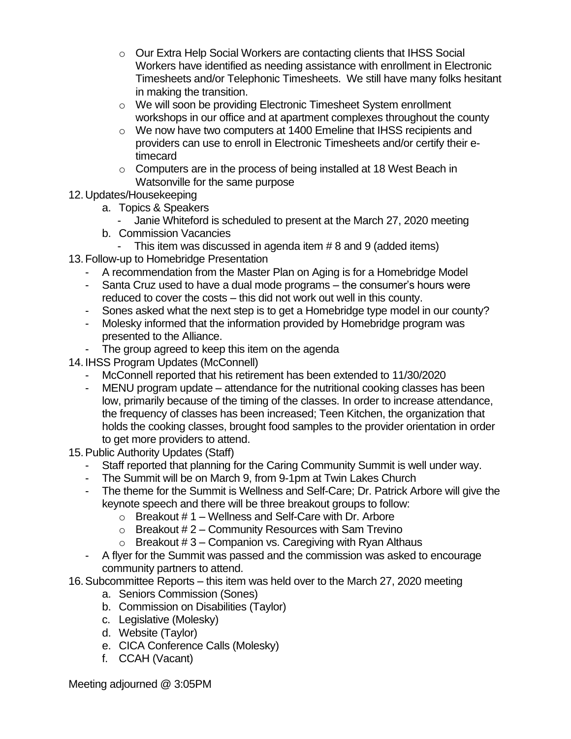- Our Extra Help Social Workers are contacting clients that IHSS Social Workers have identified as needing assistance with enrollment in Electronic Timesheets and/or Telephonic Timesheets. We still have many folks hesitant in making the transition.
    - We will soon be providing Electronic Timesheet System enrollment workshops in our office and at apartment complexes throughout the county
    - We now have two computers at 1400 Emeline that IHSS recipients and providers can use to enroll in Electronic Timesheets and/or certify their e-timecard
    - Computers are in the process of being installed at 18 West Beach in Watsonville for the same purpose

12. Updates/Housekeeping
    a. Topics & Speakers
        - Janie Whiteford is scheduled to present at the March 27, 2020 meeting
    b. Commission Vacancies
        - This item was discussed in agenda item # 8 and 9 (added items)
13. Follow-up to Homebridge Presentation
    - A recommendation from the Master Plan on Aging is for a Homebridge Model
    - Santa Cruz used to have a dual mode programs – the consumer's hours were reduced to cover the costs – this did not work out well in this county.
    - Sones asked what the next step is to get a Homebridge type model in our county?
    - Molesky informed that the information provided by Homebridge program was presented to the Alliance.
    - The group agreed to keep this item on the agenda
14. IHSS Program Updates (McConnell)
    - McConnell reported that his retirement has been extended to 11/30/2020
    - MENU program update – attendance for the nutritional cooking classes has been low, primarily because of the timing of the classes. In order to increase attendance, the frequency of classes has been increased; Teen Kitchen, the organization that holds the cooking classes, brought food samples to the provider orientation in order to get more providers to attend.
15. Public Authority Updates (Staff)
    - Staff reported that planning for the Caring Community Summit is well under way.
    - The Summit will be on March 9, from 9-1pm at Twin Lakes Church
    - The theme for the Summit is Wellness and Self-Care; Dr. Patrick Arbore will give the keynote speech and there will be three breakout groups to follow:
        - Breakout # 1 – Wellness and Self-Care with Dr. Arbore
        - Breakout # 2 – Community Resources with Sam Trevino
        - Breakout # 3 – Companion vs. Caregiving with Ryan Althaus
    - A flyer for the Summit was passed and the commission was asked to encourage community partners to attend.
16. Subcommittee Reports – this item was held over to the March 27, 2020 meeting
    a. Seniors Commission (Sones)
    b. Commission on Disabilities (Taylor)
    c. Legislative (Molesky)
    d. Website (Taylor)
    e. CICA Conference Calls (Molesky)
    f. CCAH (Vacant)

Meeting adjourned @ 3:05PM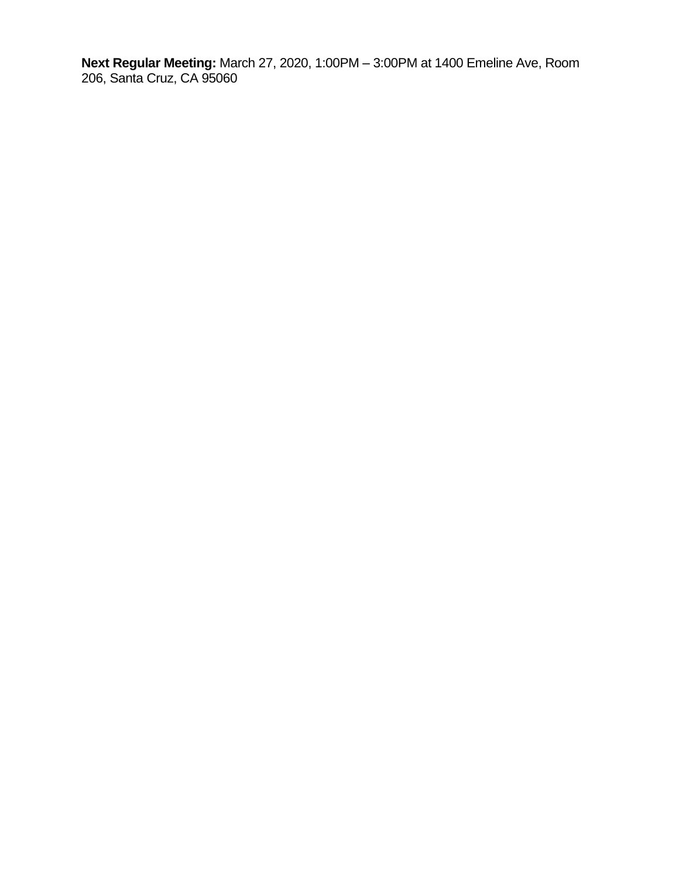**Next Regular Meeting:** March 27, 2020, 1:00PM – 3:00PM at 1400 Emeline Ave, Room 206, Santa Cruz, CA 95060